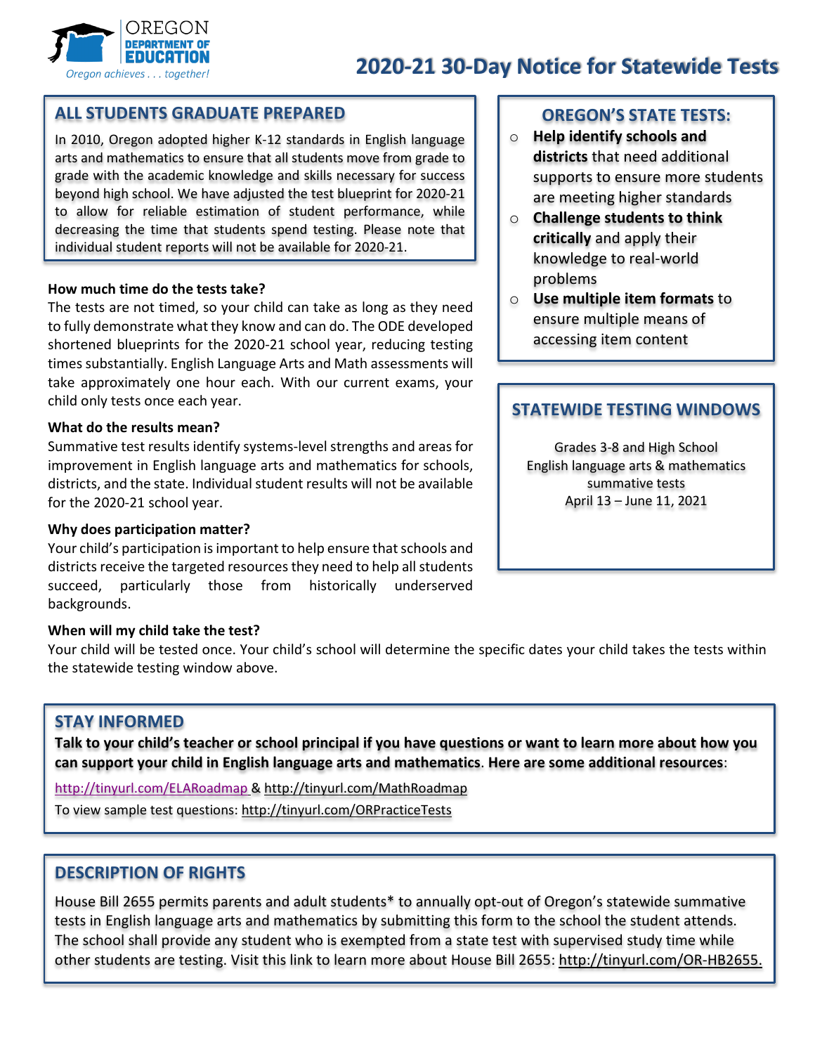OREGON DEPARTMENT OF EDUCATION

*Oregon achieves . . . together!*

# 2020-21 30-Day Notice for Statewide Tests

## ALL STUDENTS GRADUATE PREPARED

In 2010, Oregon adopted higher K-12 standards in English language arts and mathematics to ensure that all students move from grade to grade with the academic knowledge and skills necessary for success beyond high school. We have adjusted the test blueprint for 2020-21 to allow for reliable estimation of student performance, while decreasing the time that students spend testing. Please note that individual student reports will not be available for 2020-21.

**How much time do the tests take?**

The tests are not timed, so your child can take as long as they need to fully demonstrate what they know and can do. The ODE developed shortened blueprints for the 2020-21 school year, reducing testing times substantially. English Language Arts and Math assessments will take approximately one hour each. With our current exams, your child only tests once each year.

**What do the results mean?**

Summative test results identify systems-level strengths and areas for improvement in English language arts and mathematics for schools, districts, and the state. Individual student results will not be available for the 2020-21 school year.

**Why does participation matter?**

Your child's participation is important to help ensure that schools and districts receive the targeted resources they need to help all students succeed, particularly those from historically underserved backgrounds.

## OREGON'S STATE TESTS:

- **Help identify schools and districts** that need additional supports to ensure more students are meeting higher standards
- **Challenge students to think critically** and apply their knowledge to real-world problems
- **Use multiple item formats** to ensure multiple means of accessing item content

## STATEWIDE TESTING WINDOWS

Grades 3-8 and High School
English language arts & mathematics
summative tests
April 13 – June 11, 2021

**When will my child take the test?**

Your child will be tested once. Your child's school will determine the specific dates your child takes the tests within the statewide testing window above.

## STAY INFORMED

**Talk to your child's teacher or school principal if you have questions or want to learn more about how you can support your child in English language arts and mathematics**. **Here are some additional resources**:

http://tinyurl.com/ELARoadmap & http://tinyurl.com/MathRoadmap

To view sample test questions: http://tinyurl.com/ORPracticeTests

## DESCRIPTION OF RIGHTS

House Bill 2655 permits parents and adult students* to annually opt-out of Oregon's statewide summative tests in English language arts and mathematics by submitting this form to the school the student attends. The school shall provide any student who is exempted from a state test with supervised study time while other students are testing. Visit this link to learn more about House Bill 2655: http://tinyurl.com/OR-HB2655.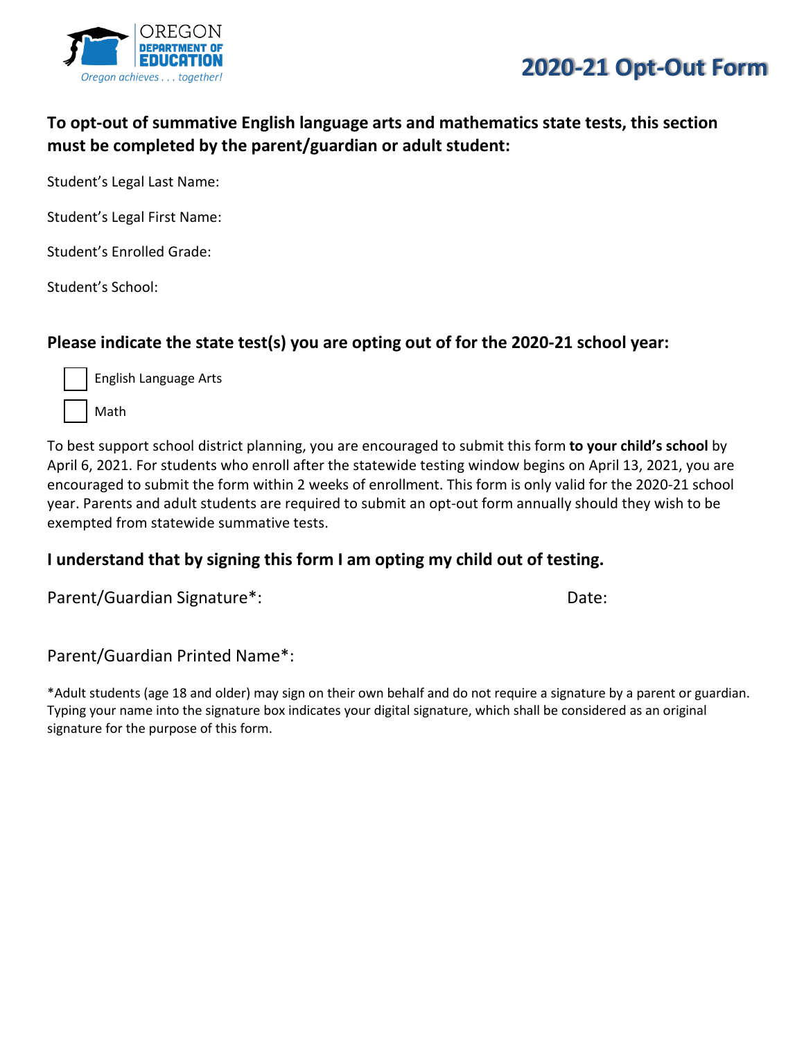# 2020-21 Opt-Out Form

**To opt-out of summative English language arts and mathematics state tests, this section must be completed by the parent/guardian or adult student:**

Student's Legal Last Name:

Student's Legal First Name:

Student's Enrolled Grade:

Student's School:

## Please indicate the state test(s) you are opting out of for the 2020-21 school year:

- [ ] English Language Arts
- [ ] Math

To best support school district planning, you are encouraged to submit this form **to your child's school** by April 6, 2021. For students who enroll after the statewide testing window begins on April 13, 2021, you are encouraged to submit the form within 2 weeks of enrollment. This form is only valid for the 2020-21 school year. Parents and adult students are required to submit an opt-out form annually should they wish to be exempted from statewide summative tests.

## I understand that by signing this form I am opting my child out of testing.

Parent/Guardian Signature*: Date:

Parent/Guardian Printed Name*:

*Adult students (age 18 and older) may sign on their own behalf and do not require a signature by a parent or guardian. Typing your name into the signature box indicates your digital signature, which shall be considered as an original signature for the purpose of this form.